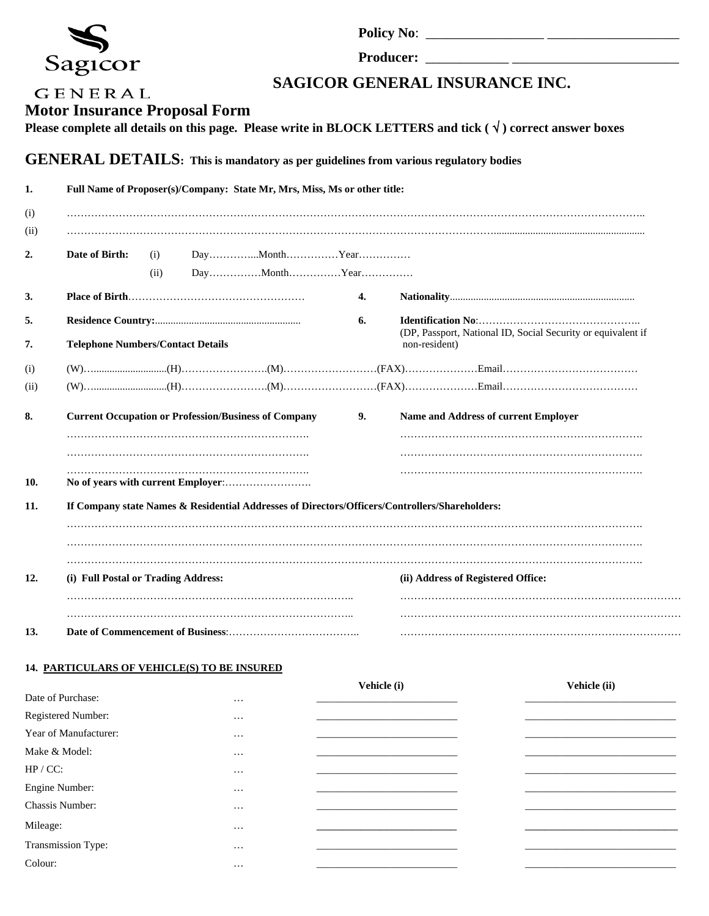Sagicor GENERAL

**Policy No**: ________________ __________________

**Producer:** ___________ _______________________

## SAGICOR GENERAL INSURANCE INC.

# Motor Insurance Proposal Form

**Please complete all details on this page. Please write in BLOCK LETTERS and tick ( √ ) correct answer boxes**

## GENERAL DETAILS: This is mandatory as per guidelines from various regulatory bodies

**1. Full Name of Proposer(s)/Company: State Mr, Mrs, Miss, Ms or other title:**

(i) ……………………………………………………………………………………………………………………………………………..

(ii) ……………………………………………………………………………………………………………………………………………..

**2. Date of Birth:** (i) Day…………...Month……………Year……………

(ii) Day……………Month……………Year……………

**3. Place of Birth**……………………………………………

**4. Nationality**......................................................................

**5. Residence Country:**.......................................................

**6. Identification No**:………………………………………..
(DP, Passport, National ID, Social Security or equivalent if non-resident)

**7. Telephone Numbers/Contact Details**

(i) (W)…...........................(H)…………………….(M)………………………(FAX)…………………Email…………………………………

(ii) (W)…...........................(H)…………………….(M)………………………(FAX)…………………Email…………………………………

**8. Current Occupation or Profession/Business of Company**

……………………………………………………………….

……………………………………………………………….

……………………………………………………………….

**9. Name and Address of current Employer**

……………………………………………………………….

……………………………………………………………….

……………………………………………………………….

**10. No of years with current Employer**:…………………….

**11. If Company state Names & Residential Addresses of Directors/Officers/Controllers/Shareholders:**

………………………………………………………………………………………………………………………………………….

………………………………………………………………………………………………………………………………………….

………………………………………………………………………………………………………………………………………….

**12. (i) Full Postal or Trading Address:**

………………………………………………………………………..

………………………………………………………………………..

**(ii) Address of Registered Office:**

………………………………………………………………………

………………………………………………………………………

………………………………………………………………………

**13. Date of Commencement of Business**:………………………………..

**14. PARTICULARS OF VEHICLE(S) TO BE INSURED**

| | | Vehicle (i) | Vehicle (ii) |
|---|---|---|---|
| Date of Purchase: | … | ___________________________ | ___________________________ |
| Registered Number: | … | ___________________________ | ___________________________ |
| Year of Manufacturer: | … | ___________________________ | ___________________________ |
| Make & Model: | … | ___________________________ | ___________________________ |
| HP / CC: | … | ___________________________ | ___________________________ |
| Engine Number: | … | ___________________________ | ___________________________ |
| Chassis Number: | … | ___________________________ | ___________________________ |
| Mileage: | … | ___________________________ | ___________________________ |
| Transmission Type: | … | ___________________________ | ___________________________ |
| Colour: | … | ___________________________ | ___________________________ |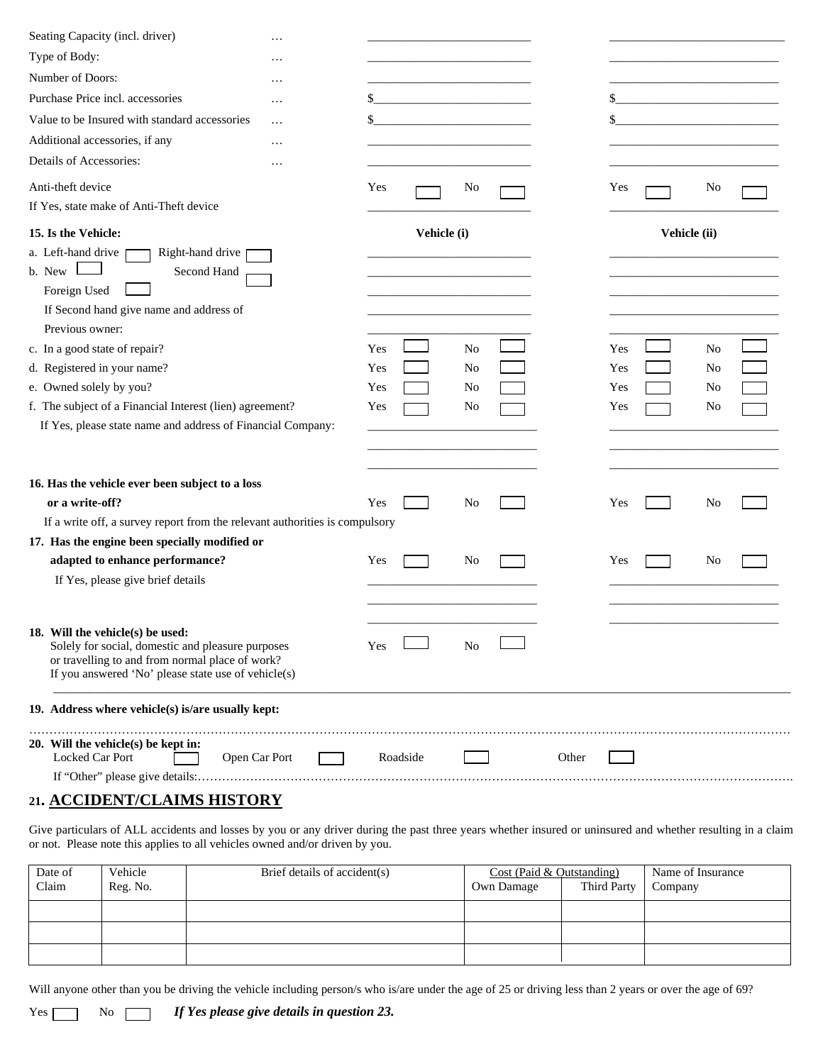| | | Vehicle (i) | Vehicle (ii) |
|---|---|---|---|
| Seating Capacity (incl. driver) | … | ___________ | ___________ |
| Type of Body: | … | ___________ | ___________ |
| Number of Doors: | … | ___________ | ___________ |
| Purchase Price incl. accessories | … | $___________ | $___________ |
| Value to be Insured with standard accessories | … | $___________ | $___________ |
| Additional accessories, if any | … | ___________ | ___________ |
| Details of Accessories: | … | ___________ | ___________ |
| Anti-theft device | | Yes ☐ No ☐ | Yes ☐ No ☐ |
| If Yes, state make of Anti-Theft device | | ___________ | ___________ |

| **15. Is the Vehicle:** | **Vehicle (i)** | **Vehicle (ii)** |
|---|---|---|
| a. Left-hand drive ☐ Right-hand drive ☐ | ___________ | ___________ |
| b. New ☐ Second Hand ☐ | ___________ | ___________ |
| Foreign Used ☐ | ___________ | ___________ |
| If Second hand give name and address of | ___________ | ___________ |
| Previous owner: | ___________ | ___________ |
| c. In a good state of repair? | Yes ☐ No ☐ | Yes ☐ No ☐ |
| d. Registered in your name? | Yes ☐ No ☐ | Yes ☐ No ☐ |
| e. Owned solely by you? | Yes ☐ No ☐ | Yes ☐ No ☐ |
| f. The subject of a Financial Interest (lien) agreement? | Yes ☐ No ☐ | Yes ☐ No ☐ |
| If Yes, please state name and address of Financial Company: | ___________ | ___________ |
| | ___________ | ___________ |
| | ___________ | ___________ |
| **16. Has the vehicle ever been subject to a loss or a write-off?** | Yes ☐ No ☐ | Yes ☐ No ☐ |
| If a write off, a survey report from the relevant authorities is compulsory | | |
| **17. Has the engine been specially modified or adapted to enhance performance?** | Yes ☐ No ☐ | Yes ☐ No ☐ |
| If Yes, please give brief details | ___________ | ___________ |
| | ___________ | ___________ |
| | ___________ | ___________ |

**18. Will the vehicle(s) be used:**
Solely for social, domestic and pleasure purposes or travelling to and from normal place of work? Yes ☐ No ☐
If you answered 'No' please state use of vehicle(s)

______________________________________________________________________

**19. Address where vehicle(s) is/are usually kept:**

……………………………………………………………………………………………………………

**20. Will the vehicle(s) be kept in:**
Locked Car Port ☐ Open Car Port ☐ Roadside ☐ Other ☐
If "Other" please give details:……………………………………………………………………………

## 21. ACCIDENT/CLAIMS HISTORY

Give particulars of ALL accidents and losses by you or any driver during the past three years whether insured or uninsured and whether resulting in a claim or not. Please note this applies to all vehicles owned and/or driven by you.

| Date of Claim | Vehicle Reg. No. | Brief details of accident(s) | Cost (Paid & Outstanding) | | Name of Insurance Company |
|---|---|---|---|---|---|
| | | | Own Damage | Third Party | |
| | | | | | |
| | | | | | |
| | | | | | |

Will anyone other than you be driving the vehicle including person/s who is/are under the age of 25 or driving less than 2 years or over the age of 69?

Yes ☐ No ☐ ***If Yes please give details in question 23.***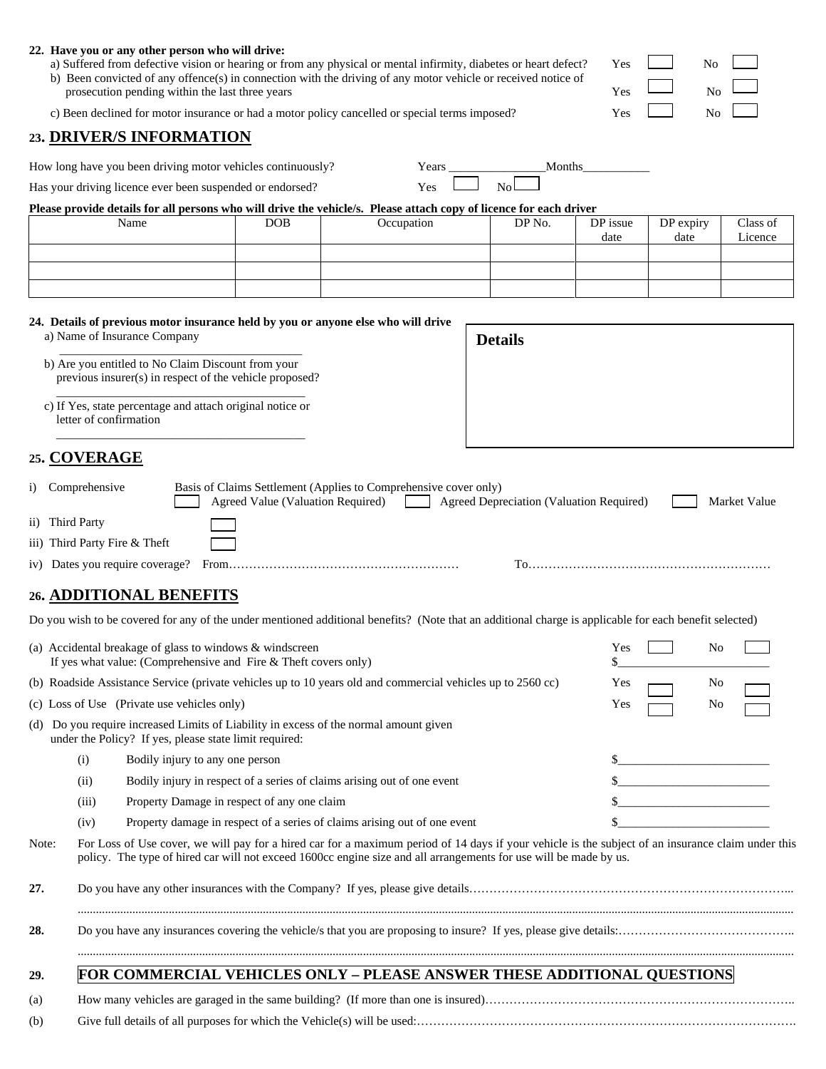**22. Have you or any other person who will drive:**

a) Suffered from defective vision or hearing or from any physical or mental infirmity, diabetes or heart defect? Yes ☐ No ☐

b) Been convicted of any offence(s) in connection with the driving of any motor vehicle or received notice of prosecution pending within the last three years Yes ☐ No ☐

c) Been declined for motor insurance or had a motor policy cancelled or special terms imposed? Yes ☐ No ☐

## 23. DRIVER/S INFORMATION

How long have you been driving motor vehicles continuously? Years _______________ Months___________

Has your driving licence ever been suspended or endorsed? Yes ☐ No ☐

**Please provide details for all persons who will drive the vehicle/s. Please attach copy of licence for each driver**

| Name | DOB | Occupation | DP No. | DP issue date | DP expiry date | Class of Licence |
|---|---|---|---|---|---|---|
| | | | | | | |
| | | | | | | |
| | | | | | | |

**24. Details of previous motor insurance held by you or anyone else who will drive**

a) Name of Insurance Company

________________________________________

b) Are you entitled to No Claim Discount from your previous insurer(s) in respect of the vehicle proposed?

________________________________________

c) If Yes, state percentage and attach original notice or letter of confirmation

________________________________________

**Details**

## 25. COVERAGE

i) Comprehensive — Basis of Claims Settlement (Applies to Comprehensive cover only)
☐ Agreed Value (Valuation Required) ☐ Agreed Depreciation (Valuation Required) ☐ Market Value

ii) Third Party ☐

iii) Third Party Fire & Theft ☐

iv) Dates you require coverage? From……………………………………………… To…………………………………………………

## 26. ADDITIONAL BENEFITS

Do you wish to be covered for any of the under mentioned additional benefits? (Note that an additional charge is applicable for each benefit selected)

(a) Accidental breakage of glass to windows & windscreen
If yes what value: (Comprehensive and Fire & Theft covers only) Yes ☐ No ☐ $________________________

(b) Roadside Assistance Service (private vehicles up to 10 years old and commercial vehicles up to 2560 cc) Yes ☐ No ☐

(c) Loss of Use (Private use vehicles only) Yes ☐ No ☐

(d) Do you require increased Limits of Liability in excess of the normal amount given under the Policy? If yes, please state limit required:

(i) Bodily injury to any one person $________________________

(ii) Bodily injury in respect of a series of claims arising out of one event $________________________

(iii) Property Damage in respect of any one claim $________________________

(iv) Property damage in respect of a series of claims arising out of one event $________________________

Note: For Loss of Use cover, we will pay for a hired car for a maximum period of 14 days if your vehicle is the subject of an insurance claim under this policy. The type of hired car will not exceed 1600cc engine size and all arrangements for use will be made by us.

**27.** Do you have any other insurances with the Company? If yes, please give details……………………………………………………………………...

..........................................................................................................................................................................................

**28.** Do you have any insurances covering the vehicle/s that you are proposing to insure? If yes, please give details:……………………………………..

..........................................................................................................................................................................................

**29. FOR COMMERCIAL VEHICLES ONLY – PLEASE ANSWER THESE ADDITIONAL QUESTIONS**

(a) How many vehicles are garaged in the same building? (If more than one is insured)…………………………………………………………………..

(b) Give full details of all purposes for which the Vehicle(s) will be used:………………………………………………………………………………….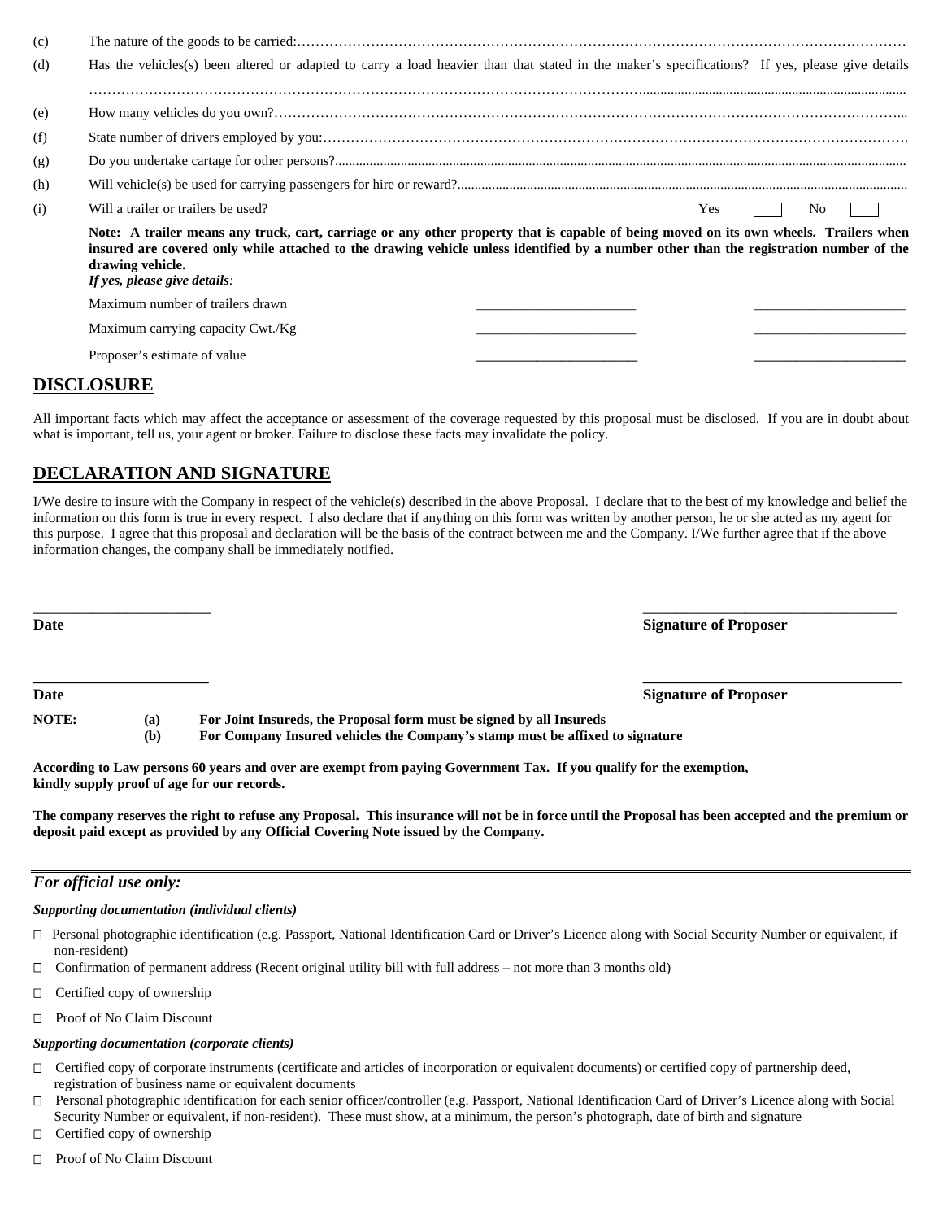(c) The nature of the goods to be carried:……………………………………………………………………………………………………………

(d) Has the vehicles(s) been altered or adapted to carry a load heavier than that stated in the maker's specifications? If yes, please give details ………………………………………………………………………………………………………………………………………………

(e) How many vehicles do you own?……………………………………………………………………………………………………………...

(f) State number of drivers employed by you:……………………………………………………………………………………………………….

(g) Do you undertake cartage for other persons?...................................................................................................................................

(h) Will vehicle(s) be used for carrying passengers for hire or reward?.................................................................................................

(i) Will a trailer or trailers be used? Yes ☐ No ☐

**Note: A trailer means any truck, cart, carriage or any other property that is capable of being moved on its own wheels. Trailers when insured are covered only while attached to the drawing vehicle unless identified by a number other than the registration number of the drawing vehicle.**

***If yes, please give details*:**

| | | |
|---|---|---|
| Maximum number of trailers drawn | ______________________ | ______________________ |
| Maximum carrying capacity Cwt./Kg | ______________________ | ______________________ |
| Proposer's estimate of value | ______________________ | ______________________ |

## DISCLOSURE

All important facts which may affect the acceptance or assessment of the coverage requested by this proposal must be disclosed. If you are in doubt about what is important, tell us, your agent or broker. Failure to disclose these facts may invalidate the policy.

## DECLARATION AND SIGNATURE

I/We desire to insure with the Company in respect of the vehicle(s) described in the above Proposal. I declare that to the best of my knowledge and belief the information on this form is true in every respect. I also declare that if anything on this form was written by another person, he or she acted as my agent for this purpose. I agree that this proposal and declaration will be the basis of the contract between me and the Company. I/We further agree that if the above information changes, the company shall be immediately notified.

________________________ ________________________________

**Date** **Signature of Proposer**

________________________ ________________________________

**Date** **Signature of Proposer**

**NOTE:** **(a) For Joint Insureds, the Proposal form must be signed by all Insureds**
**(b) For Company Insured vehicles the Company's stamp must be affixed to signature**

**According to Law persons 60 years and over are exempt from paying Government Tax. If you qualify for the exemption, kindly supply proof of age for our records.**

**The company reserves the right to refuse any Proposal. This insurance will not be in force until the Proposal has been accepted and the premium or deposit paid except as provided by any Official Covering Note issued by the Company.**

---

## *For official use only:*

***Supporting documentation (individual clients)***

- ☐ Personal photographic identification (e.g. Passport, National Identification Card or Driver's Licence along with Social Security Number or equivalent, if non-resident)
- ☐ Confirmation of permanent address (Recent original utility bill with full address – not more than 3 months old)
- ☐ Certified copy of ownership
- ☐ Proof of No Claim Discount

***Supporting documentation (corporate clients)***

- ☐ Certified copy of corporate instruments (certificate and articles of incorporation or equivalent documents) or certified copy of partnership deed, registration of business name or equivalent documents
- ☐ Personal photographic identification for each senior officer/controller (e.g. Passport, National Identification Card of Driver's Licence along with Social Security Number or equivalent, if non-resident). These must show, at a minimum, the person's photograph, date of birth and signature
- ☐ Certified copy of ownership
- ☐ Proof of No Claim Discount